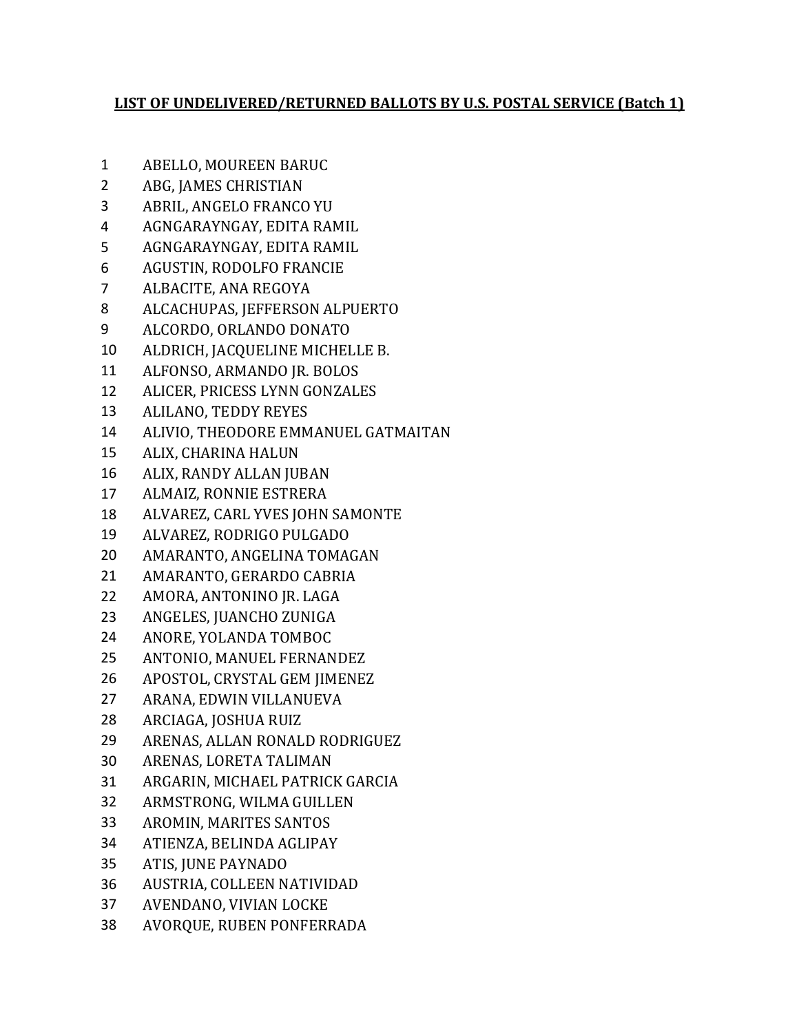**LIST OF UNDELIVERED/RETURNED BALLOTS BY U.S. POSTAL SERVICE (Batch 1)**

1 ABELLO, MOUREEN BARUC
2 ABG, JAMES CHRISTIAN
3 ABRIL, ANGELO FRANCO YU
4 AGNGARAYNGAY, EDITA RAMIL
5 AGNGARAYNGAY, EDITA RAMIL
6 AGUSTIN, RODOLFO FRANCIE
7 ALBACITE, ANA REGOYA
8 ALCACHUPAS, JEFFERSON ALPUERTO
9 ALCORDO, ORLANDO DONATO
10 ALDRICH, JACQUELINE MICHELLE B.
11 ALFONSO, ARMANDO JR. BOLOS
12 ALICER, PRICESS LYNN GONZALES
13 ALILANO, TEDDY REYES
14 ALIVIO, THEODORE EMMANUEL GATMAITAN
15 ALIX, CHARINA HALUN
16 ALIX, RANDY ALLAN JUBAN
17 ALMAIZ, RONNIE ESTRERA
18 ALVAREZ, CARL YVES JOHN SAMONTE
19 ALVAREZ, RODRIGO PULGADO
20 AMARANTO, ANGELINA TOMAGAN
21 AMARANTO, GERARDO CABRIA
22 AMORA, ANTONINO JR. LAGA
23 ANGELES, JUANCHO ZUNIGA
24 ANORE, YOLANDA TOMBOC
25 ANTONIO, MANUEL FERNANDEZ
26 APOSTOL, CRYSTAL GEM JIMENEZ
27 ARANA, EDWIN VILLANUEVA
28 ARCIAGA, JOSHUA RUIZ
29 ARENAS, ALLAN RONALD RODRIGUEZ
30 ARENAS, LORETA TALIMAN
31 ARGARIN, MICHAEL PATRICK GARCIA
32 ARMSTRONG, WILMA GUILLEN
33 AROMIN, MARITES SANTOS
34 ATIENZA, BELINDA AGLIPAY
35 ATIS, JUNE PAYNADO
36 AUSTRIA, COLLEEN NATIVIDAD
37 AVENDANO, VIVIAN LOCKE
38 AVORQUE, RUBEN PONFERRADA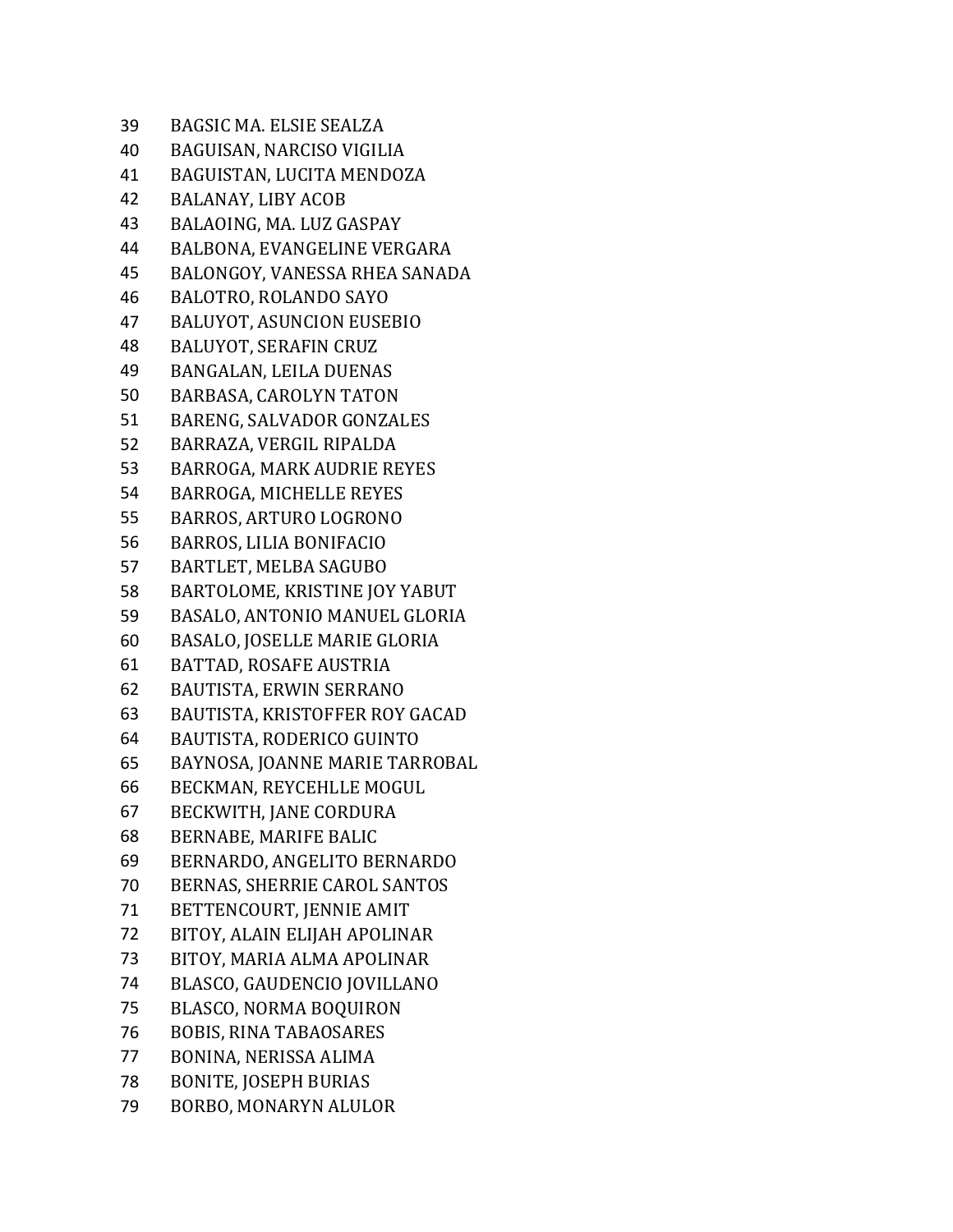39 BAGSIC MA. ELSIE SEALZA
40 BAGUISAN, NARCISO VIGILIA
41 BAGUISTAN, LUCITA MENDOZA
42 BALANAY, LIBY ACOB
43 BALAOING, MA. LUZ GASPAY
44 BALBONA, EVANGELINE VERGARA
45 BALONGOY, VANESSA RHEA SANADA
46 BALOTRO, ROLANDO SAYO
47 BALUYOT, ASUNCION EUSEBIO
48 BALUYOT, SERAFIN CRUZ
49 BANGALAN, LEILA DUENAS
50 BARBASA, CAROLYN TATON
51 BARENG, SALVADOR GONZALES
52 BARRAZA, VERGIL RIPALDA
53 BARROGA, MARK AUDRIE REYES
54 BARROGA, MICHELLE REYES
55 BARROS, ARTURO LOGRONO
56 BARROS, LILIA BONIFACIO
57 BARTLET, MELBA SAGUBO
58 BARTOLOME, KRISTINE JOY YABUT
59 BASALO, ANTONIO MANUEL GLORIA
60 BASALO, JOSELLE MARIE GLORIA
61 BATTAD, ROSAFE AUSTRIA
62 BAUTISTA, ERWIN SERRANO
63 BAUTISTA, KRISTOFFER ROY GACAD
64 BAUTISTA, RODERICO GUINTO
65 BAYNOSA, JOANNE MARIE TARROBAL
66 BECKMAN, REYCEHLLE MOGUL
67 BECKWITH, JANE CORDURA
68 BERNABE, MARIFE BALIC
69 BERNARDO, ANGELITO BERNARDO
70 BERNAS, SHERRIE CAROL SANTOS
71 BETTENCOURT, JENNIE AMIT
72 BITOY, ALAIN ELIJAH APOLINAR
73 BITOY, MARIA ALMA APOLINAR
74 BLASCO, GAUDENCIO JOVILLANO
75 BLASCO, NORMA BOQUIRON
76 BOBIS, RINA TABAOSARES
77 BONINA, NERISSA ALIMA
78 BONITE, JOSEPH BURIAS
79 BORBO, MONARYN ALULOR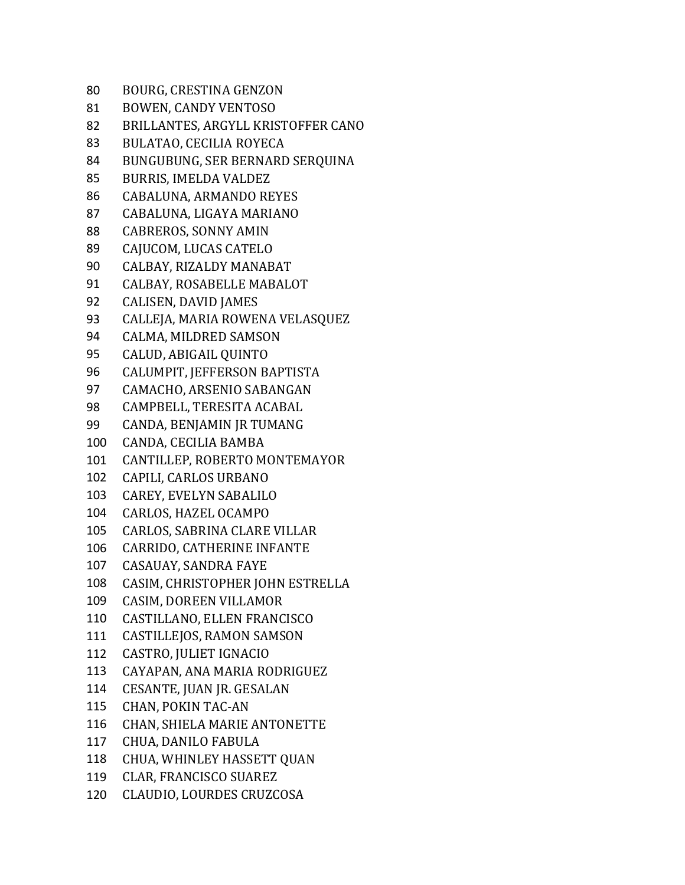80 BOURG, CRESTINA GENZON
81 BOWEN, CANDY VENTOSO
82 BRILLANTES, ARGYLL KRISTOFFER CANO
83 BULATAO, CECILIA ROYECA
84 BUNGUBUNG, SER BERNARD SERQUINA
85 BURRIS, IMELDA VALDEZ
86 CABALUNA, ARMANDO REYES
87 CABALUNA, LIGAYA MARIANO
88 CABREROS, SONNY AMIN
89 CAJUCOM, LUCAS CATELO
90 CALBAY, RIZALDY MANABAT
91 CALBAY, ROSABELLE MABALOT
92 CALISEN, DAVID JAMES
93 CALLEJA, MARIA ROWENA VELASQUEZ
94 CALMA, MILDRED SAMSON
95 CALUD, ABIGAIL QUINTO
96 CALUMPIT, JEFFERSON BAPTISTA
97 CAMACHO, ARSENIO SABANGAN
98 CAMPBELL, TERESITA ACABAL
99 CANDA, BENJAMIN JR TUMANG
100 CANDA, CECILIA BAMBA
101 CANTILLEP, ROBERTO MONTEMAYOR
102 CAPILI, CARLOS URBANO
103 CAREY, EVELYN SABALILO
104 CARLOS, HAZEL OCAMPO
105 CARLOS, SABRINA CLARE VILLAR
106 CARRIDO, CATHERINE INFANTE
107 CASAUAY, SANDRA FAYE
108 CASIM, CHRISTOPHER JOHN ESTRELLA
109 CASIM, DOREEN VILLAMOR
110 CASTILLANO, ELLEN FRANCISCO
111 CASTILLEJOS, RAMON SAMSON
112 CASTRO, JULIET IGNACIO
113 CAYAPAN, ANA MARIA RODRIGUEZ
114 CESANTE, JUAN JR. GESALAN
115 CHAN, POKIN TAC-AN
116 CHAN, SHIELA MARIE ANTONETTE
117 CHUA, DANILO FABULA
118 CHUA, WHINLEY HASSETT QUAN
119 CLAR, FRANCISCO SUAREZ
120 CLAUDIO, LOURDES CRUZCOSA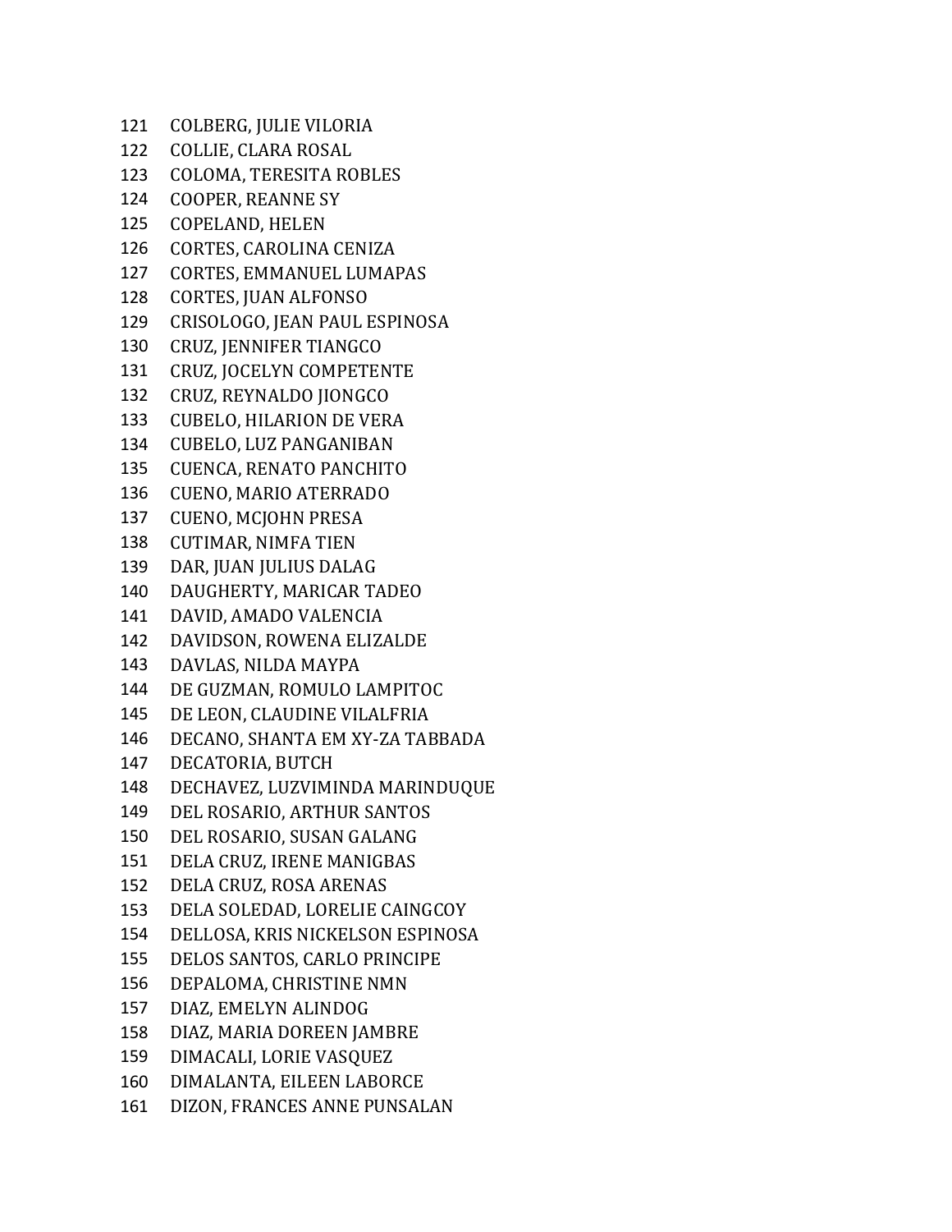121 COLBERG, JULIE VILORIA
122 COLLIE, CLARA ROSAL
123 COLOMA, TERESITA ROBLES
124 COOPER, REANNE SY
125 COPELAND, HELEN
126 CORTES, CAROLINA CENIZA
127 CORTES, EMMANUEL LUMAPAS
128 CORTES, JUAN ALFONSO
129 CRISOLOGO, JEAN PAUL ESPINOSA
130 CRUZ, JENNIFER TIANGCO
131 CRUZ, JOCELYN COMPETENTE
132 CRUZ, REYNALDO JIONGCO
133 CUBELO, HILARION DE VERA
134 CUBELO, LUZ PANGANIBAN
135 CUENCA, RENATO PANCHITO
136 CUENO, MARIO ATERRADO
137 CUENO, MCJOHN PRESA
138 CUTIMAR, NIMFA TIEN
139 DAR, JUAN JULIUS DALAG
140 DAUGHERTY, MARICAR TADEO
141 DAVID, AMADO VALENCIA
142 DAVIDSON, ROWENA ELIZALDE
143 DAVLAS, NILDA MAYPA
144 DE GUZMAN, ROMULO LAMPITOC
145 DE LEON, CLAUDINE VILALFRIA
146 DECANO, SHANTA EM XY-ZA TABBADA
147 DECATORIA, BUTCH
148 DECHAVEZ, LUZVIMINDA MARINDUQUE
149 DEL ROSARIO, ARTHUR SANTOS
150 DEL ROSARIO, SUSAN GALANG
151 DELA CRUZ, IRENE MANIGBAS
152 DELA CRUZ, ROSA ARENAS
153 DELA SOLEDAD, LORELIE CAINGCOY
154 DELLOSA, KRIS NICKELSON ESPINOSA
155 DELOS SANTOS, CARLO PRINCIPE
156 DEPALOMA, CHRISTINE NMN
157 DIAZ, EMELYN ALINDOG
158 DIAZ, MARIA DOREEN JAMBRE
159 DIMACALI, LORIE VASQUEZ
160 DIMALANTA, EILEEN LABORCE
161 DIZON, FRANCES ANNE PUNSALAN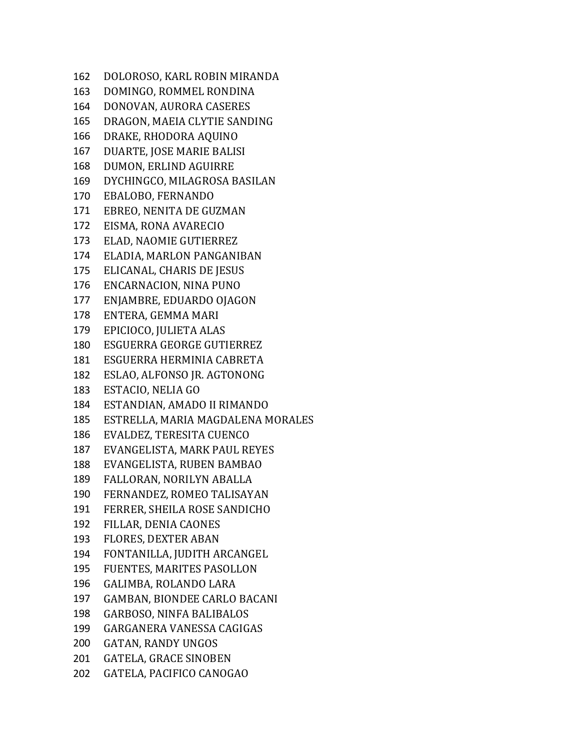162 DOLOROSO, KARL ROBIN MIRANDA
163 DOMINGO, ROMMEL RONDINA
164 DONOVAN, AURORA CASERES
165 DRAGON, MAEIA CLYTIE SANDING
166 DRAKE, RHODORA AQUINO
167 DUARTE, JOSE MARIE BALISI
168 DUMON, ERLIND AGUIRRE
169 DYCHINGCO, MILAGROSA BASILAN
170 EBALOBO, FERNANDO
171 EBREO, NENITA DE GUZMAN
172 EISMA, RONA AVARECIO
173 ELAD, NAOMIE GUTIERREZ
174 ELADIA, MARLON PANGANIBAN
175 ELICANAL, CHARIS DE JESUS
176 ENCARNACION, NINA PUNO
177 ENJAMBRE, EDUARDO OJAGON
178 ENTERA, GEMMA MARI
179 EPICIOCO, JULIETA ALAS
180 ESGUERRA GEORGE GUTIERREZ
181 ESGUERRA HERMINIA CABRETA
182 ESLAO, ALFONSO JR. AGTONONG
183 ESTACIO, NELIA GO
184 ESTANDIAN, AMADO II RIMANDO
185 ESTRELLA, MARIA MAGDALENA MORALES
186 EVALDEZ, TERESITA CUENCO
187 EVANGELISTA, MARK PAUL REYES
188 EVANGELISTA, RUBEN BAMBAO
189 FALLORAN, NORILYN ABALLA
190 FERNANDEZ, ROMEO TALISAYAN
191 FERRER, SHEILA ROSE SANDICHO
192 FILLAR, DENIA CAONES
193 FLORES, DEXTER ABAN
194 FONTANILLA, JUDITH ARCANGEL
195 FUENTES, MARITES PASOLLON
196 GALIMBA, ROLANDO LARA
197 GAMBAN, BIONDEE CARLO BACANI
198 GARBOSO, NINFA BALIBALOS
199 GARGANERA VANESSA CAGIGAS
200 GATAN, RANDY UNGOS
201 GATELA, GRACE SINOBEN
202 GATELA, PACIFICO CANOGAO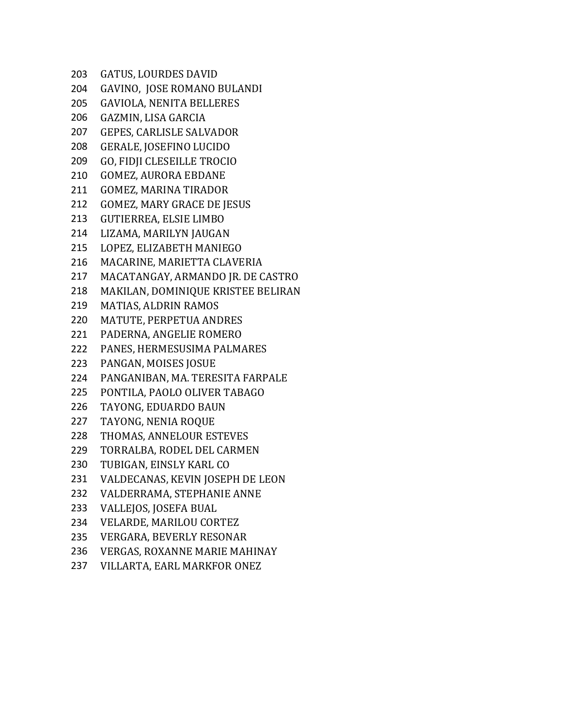203 GATUS, LOURDES DAVID
204 GAVINO,  JOSE ROMANO BULANDI
205 GAVIOLA, NENITA BELLERES
206 GAZMIN, LISA GARCIA
207 GEPES, CARLISLE SALVADOR
208 GERALE, JOSEFINO LUCIDO
209 GO, FIDJI CLESEILLE TROCIO
210 GOMEZ, AURORA EBDANE
211 GOMEZ, MARINA TIRADOR
212 GOMEZ, MARY GRACE DE JESUS
213 GUTIERREA, ELSIE LIMBO
214 LIZAMA, MARILYN JAUGAN
215 LOPEZ, ELIZABETH MANIEGO
216 MACARINE, MARIETTA CLAVERIA
217 MACATANGAY, ARMANDO JR. DE CASTRO
218 MAKILAN, DOMINIQUE KRISTEE BELIRAN
219 MATIAS, ALDRIN RAMOS
220 MATUTE, PERPETUA ANDRES
221 PADERNA, ANGELIE ROMERO
222 PANES, HERMESUSIMA PALMARES
223 PANGAN, MOISES JOSUE
224 PANGANIBAN, MA. TERESITA FARPALE
225 PONTILA, PAOLO OLIVER TABAGO
226 TAYONG, EDUARDO BAUN
227 TAYONG, NENIA ROQUE
228 THOMAS, ANNELOUR ESTEVES
229 TORRALBA, RODEL DEL CARMEN
230 TUBIGAN, EINSLY KARL CO
231 VALDECANAS, KEVIN JOSEPH DE LEON
232 VALDERRAMA, STEPHANIE ANNE
233 VALLEJOS, JOSEFA BUAL
234 VELARDE, MARILOU CORTEZ
235 VERGARA, BEVERLY RESONAR
236 VERGAS, ROXANNE MARIE MAHINAY
237 VILLARTA, EARL MARKFOR ONEZ